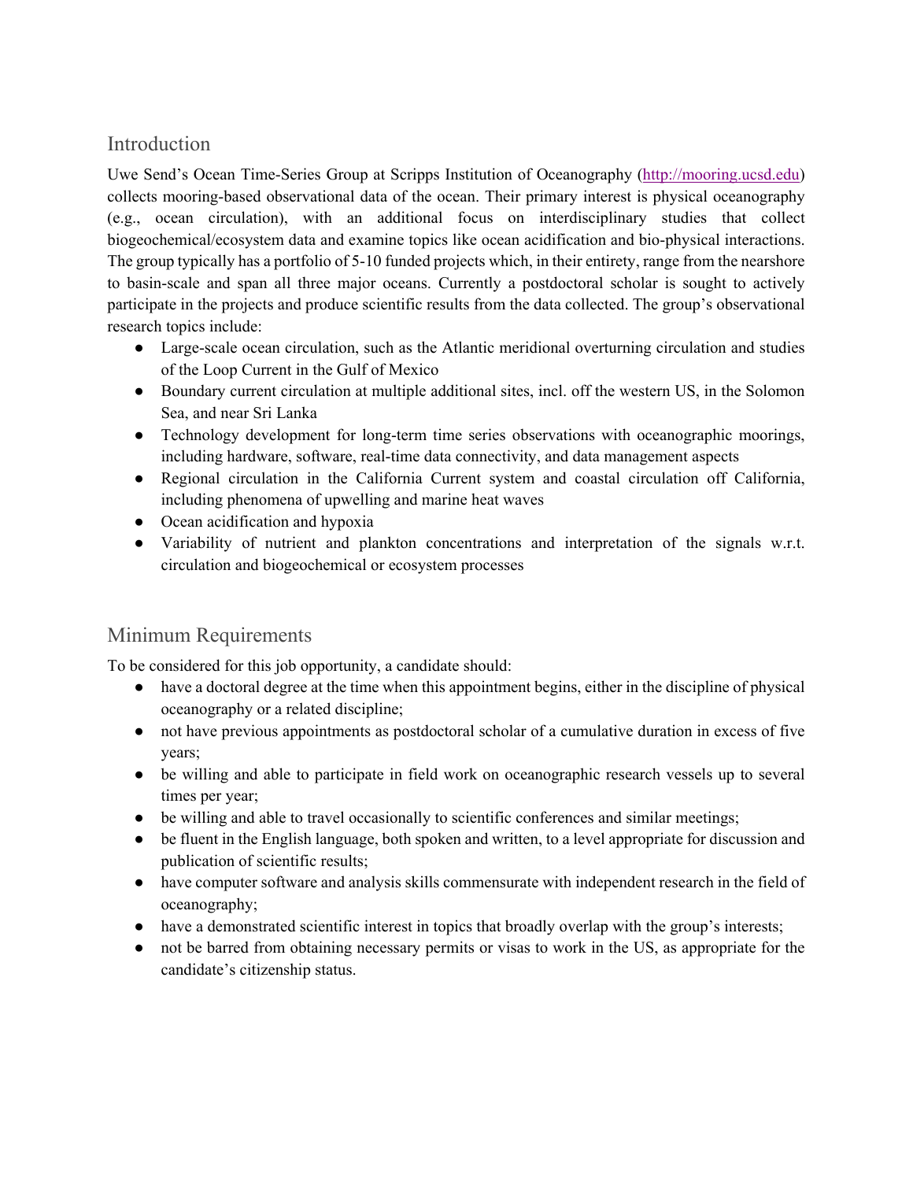## Introduction

Uwe Send's Ocean Time-Series Group at Scripps Institution of Oceanography ([http://mooring.ucsd.edu](http://mooring.ucsd.edu)) collects mooring-based observational data of the ocean. Their primary interest is physical oceanography (e.g., ocean circulation), with an additional focus on interdisciplinary studies that collect biogeochemical/ecosystem data and examine topics like ocean acidification and bio-physical interactions. The group typically has a portfolio of 5-10 funded projects which, in their entirety, range from the nearshore to basin-scale and span all three major oceans. Currently a postdoctoral scholar is sought to actively participate in the projects and produce scientific results from the data collected. The group's observational research topics include:

- Large-scale ocean circulation, such as the Atlantic meridional overturning circulation and studies of the Loop Current in the Gulf of Mexico
- Boundary current circulation at multiple additional sites, incl. off the western US, in the Solomon Sea, and near Sri Lanka
- Technology development for long-term time series observations with oceanographic moorings, including hardware, software, real-time data connectivity, and data management aspects
- Regional circulation in the California Current system and coastal circulation off California, including phenomena of upwelling and marine heat waves
- Ocean acidification and hypoxia
- Variability of nutrient and plankton concentrations and interpretation of the signals w.r.t. circulation and biogeochemical or ecosystem processes

## Minimum Requirements

To be considered for this job opportunity, a candidate should:

- have a doctoral degree at the time when this appointment begins, either in the discipline of physical oceanography or a related discipline;
- not have previous appointments as postdoctoral scholar of a cumulative duration in excess of five years;
- be willing and able to participate in field work on oceanographic research vessels up to several times per year;
- be willing and able to travel occasionally to scientific conferences and similar meetings;
- be fluent in the English language, both spoken and written, to a level appropriate for discussion and publication of scientific results;
- have computer software and analysis skills commensurate with independent research in the field of oceanography;
- have a demonstrated scientific interest in topics that broadly overlap with the group's interests;
- not be barred from obtaining necessary permits or visas to work in the US, as appropriate for the candidate's citizenship status.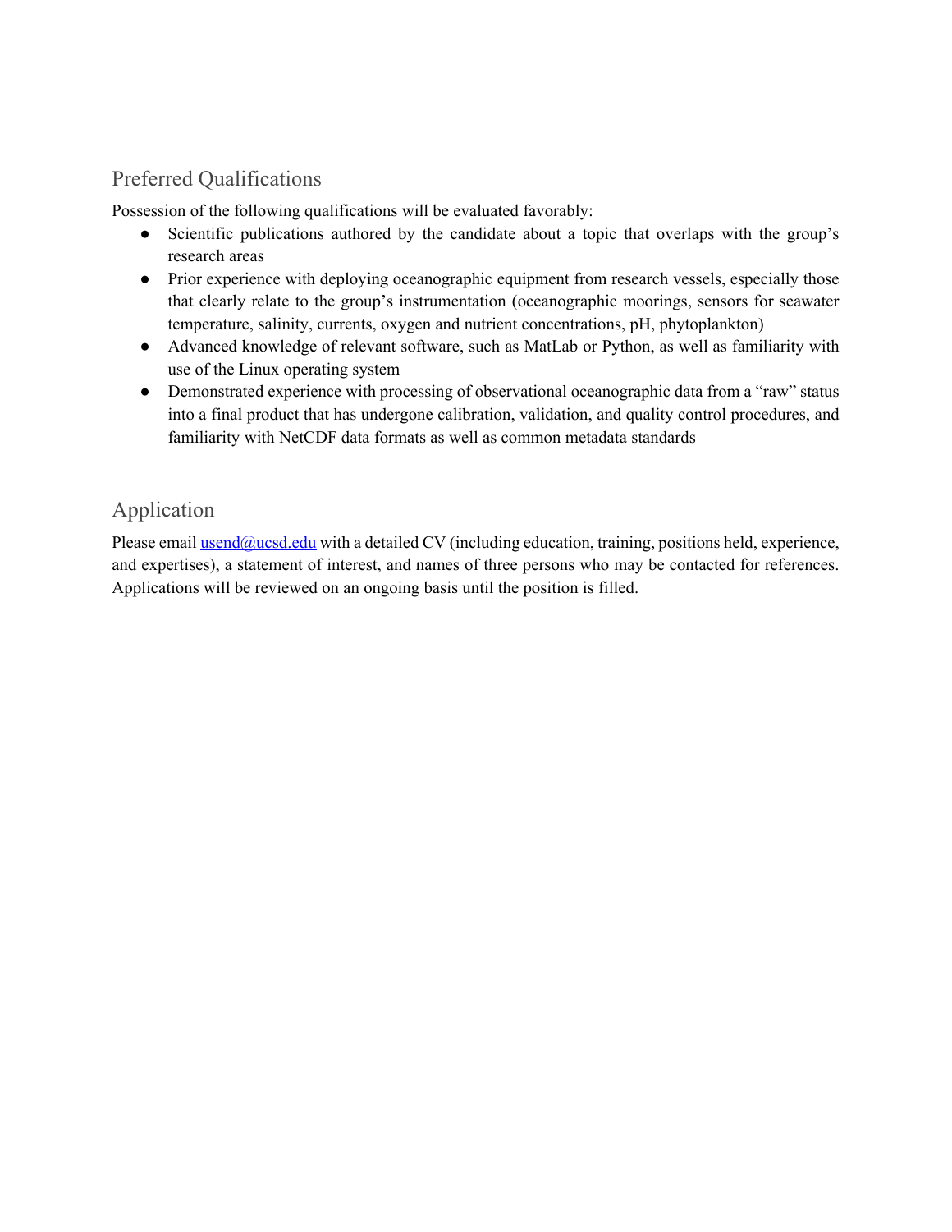## Preferred Qualifications

Possession of the following qualifications will be evaluated favorably:

- Scientific publications authored by the candidate about a topic that overlaps with the group's research areas
- Prior experience with deploying oceanographic equipment from research vessels, especially those that clearly relate to the group's instrumentation (oceanographic moorings, sensors for seawater temperature, salinity, currents, oxygen and nutrient concentrations, pH, phytoplankton)
- Advanced knowledge of relevant software, such as MatLab or Python, as well as familiarity with use of the Linux operating system
- Demonstrated experience with processing of observational oceanographic data from a "raw" status into a final product that has undergone calibration, validation, and quality control procedures, and familiarity with NetCDF data formats as well as common metadata standards

## Application

Please email usend@ucsd.edu with a detailed CV (including education, training, positions held, experience, and expertises), a statement of interest, and names of three persons who may be contacted for references. Applications will be reviewed on an ongoing basis until the position is filled.